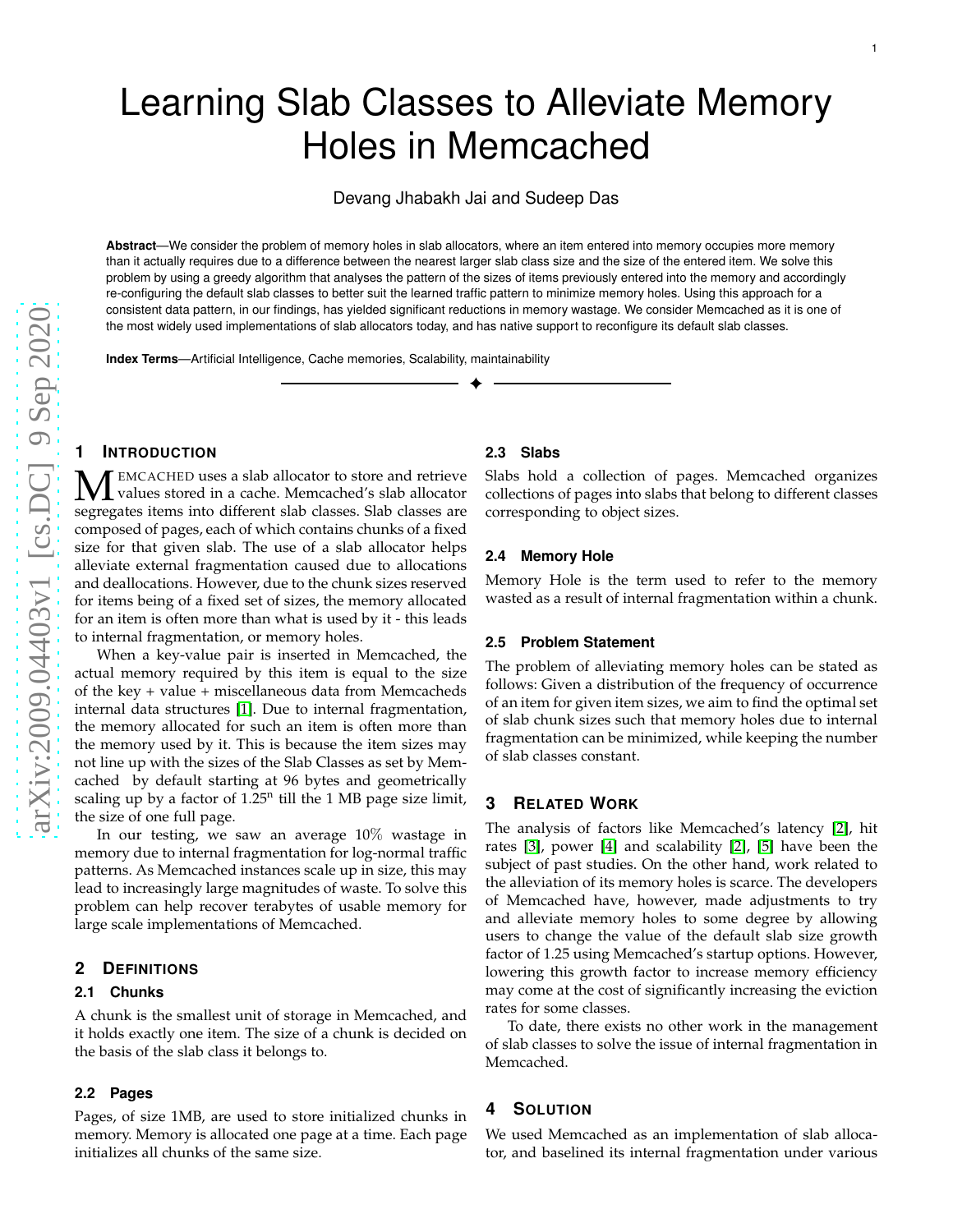# Learning Slab Classes to Alleviate Memory Holes in Memcached

Devang Jhabakh Jai and Sudeep Das

**Abstract**—We consider the problem of memory holes in slab allocators, where an item entered into memory occupies more memory than it actually requires due to a difference between the nearest larger slab class size and the size of the entered item. We solve this problem by using a greedy algorithm that analyses the pattern of the sizes of items previously entered into the memory and accordingly re-configuring the default slab classes to better suit the learned traffic pattern to minimize memory holes. Using this approach for a consistent data pattern, in our findings, has yielded significant reductions in memory wastage. We consider Memcached as it is one of the most widely used implementations of slab allocators today, and has native support to reconfigure its default slab classes.

**Index Terms**—Artificial Intelligence, Cache memories, Scalability, maintainability

## 1 Introduction

Memcached uses a slab allocator to store and retrieve values stored in a cache. Memcached's slab allocator segregates items into different slab classes. Slab classes are composed of pages, each of which contains chunks of a fixed size for that given slab. The use of a slab allocator helps alleviate external fragmentation caused due to allocations and deallocations. However, due to the chunk sizes reserved for items being of a fixed set of sizes, the memory allocated for an item is often more than what is used by it - this leads to internal fragmentation, or memory holes.

When a key-value pair is inserted in Memcached, the actual memory required by this item is equal to the size of the key + value + miscellaneous data from Memcacheds internal data structures [1]. Due to internal fragmentation, the memory allocated for such an item is often more than the memory used by it. This is because the item sizes may not line up with the sizes of the Slab Classes as set by Memcached by default starting at 96 bytes and geometrically scaling up by a factor of $1.25^n$ till the 1 MB page size limit, the size of one full page.

In our testing, we saw an average $10\%$ wastage in memory due to internal fragmentation for log-normal traffic patterns. As Memcached instances scale up in size, this may lead to increasingly large magnitudes of waste. To solve this problem can help recover terabytes of usable memory for large scale implementations of Memcached.

## 2 Definitions

### 2.1 Chunks

A chunk is the smallest unit of storage in Memcached, and it holds exactly one item. The size of a chunk is decided on the basis of the slab class it belongs to.

### 2.2 Pages

Pages, of size 1MB, are used to store initialized chunks in memory. Memory is allocated one page at a time. Each page initializes all chunks of the same size.

### 2.3 Slabs

Slabs hold a collection of pages. Memcached organizes collections of pages into slabs that belong to different classes corresponding to object sizes.

### 2.4 Memory Hole

Memory Hole is the term used to refer to the memory wasted as a result of internal fragmentation within a chunk.

### 2.5 Problem Statement

The problem of alleviating memory holes can be stated as follows: Given a distribution of the frequency of occurrence of an item for given item sizes, we aim to find the optimal set of slab chunk sizes such that memory holes due to internal fragmentation can be minimized, while keeping the number of slab classes constant.

## 3 Related Work

The analysis of factors like Memcached's latency [2], hit rates [3], power [4] and scalability [2], [5] have been the subject of past studies. On the other hand, work related to the alleviation of its memory holes is scarce. The developers of Memcached have, however, made adjustments to try and alleviate memory holes to some degree by allowing users to change the value of the default slab size growth factor of 1.25 using Memcached's startup options. However, lowering this growth factor to increase memory efficiency may come at the cost of significantly increasing the eviction rates for some classes.

To date, there exists no other work in the management of slab classes to solve the issue of internal fragmentation in Memcached.

## 4 Solution

We used Memcached as an implementation of slab allocator, and baselined its internal fragmentation under various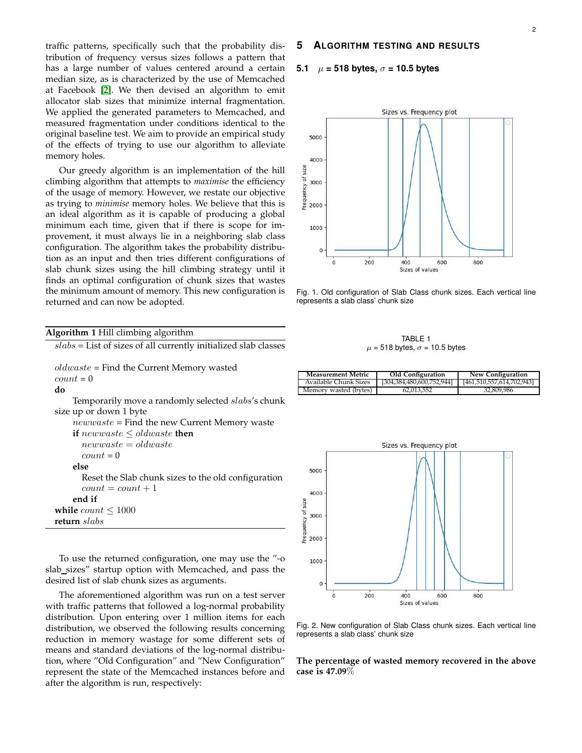traffic patterns, specifically such that the probability distribution of frequency versus sizes follows a pattern that has a large number of values centered around a certain median size, as is characterized by the use of Memcached at Facebook [2]. We then devised an algorithm to emit allocator slab sizes that minimize internal fragmentation. We applied the generated parameters to Memcached, and measured fragmentation under conditions identical to the original baseline test. We aim to provide an empirical study of the effects of trying to use our algorithm to alleviate memory holes.

Our greedy algorithm is an implementation of the hill climbing algorithm that attempts to *maximise* the efficiency of the usage of memory. However, we restate our objective as trying to *minimise* memory holes. We believe that this is an ideal algorithm as it is capable of producing a global minimum each time, given that if there is scope for improvement, it must always lie in a neighboring slab class configuration. The algorithm takes the probability distribution as an input and then tries different configurations of slab chunk sizes using the hill climbing strategy until it finds an optimal configuration of chunk sizes that wastes the minimum amount of memory. This new configuration is returned and can now be adopted.

**Algorithm 1** Hill climbing algorithm

$slabs$ = List of sizes of all currently initialized slab classes

$oldwaste$ = Find the Current Memory wasted
$count$ = 0
**do**
  Temporarily move a randomly selected $slabs$'s chunk size up or down 1 byte
  $newwaste$ = Find the new Current Memory waste
  **if** $newwaste \leq oldwaste$ **then**
    $newwaste = oldwaste$
    $count$ = 0
  **else**
    Reset the Slab chunk sizes to the old configuration
    $count = count + 1$
  **end if**
**while** $count \leq 1000$
**return** $slabs$

To use the returned configuration, one may use the "-o slab_sizes" startup option with Memcached, and pass the desired list of slab chunk sizes as arguments.

The aforementioned algorithm was run on a test server with traffic patterns that followed a log-normal probability distribution. Upon entering over 1 million items for each distribution, we observed the following results concerning reduction in memory wastage for some different sets of means and standard deviations of the log-normal distribution, where "Old Configuration" and "New Configuration" represent the state of the Memcached instances before and after the algorithm is run, respectively:

## 5 Algorithm Testing and Results

### 5.1 $\mu$ = 518 bytes, $\sigma$ = 10.5 bytes

Fig. 1. Old configuration of Slab Class chunk sizes. Each vertical line represents a slab class' chunk size

TABLE 1
$\mu$ = 518 bytes, $\sigma$ = 10.5 bytes

| Measurement Metric | Old Configuration | New Configuration |
|---|---|---|
| Available Chunk Sizes | [304,384,480,600,752,944] | [461,510,557,614,702,943] |
| Memory wasted (bytes) | 62,013,552 | 32,809,986 |

Fig. 2. New configuration of Slab Class chunk sizes. Each vertical line represents a slab class' chunk size

**The percentage of wasted memory recovered in the above case is 47.09%**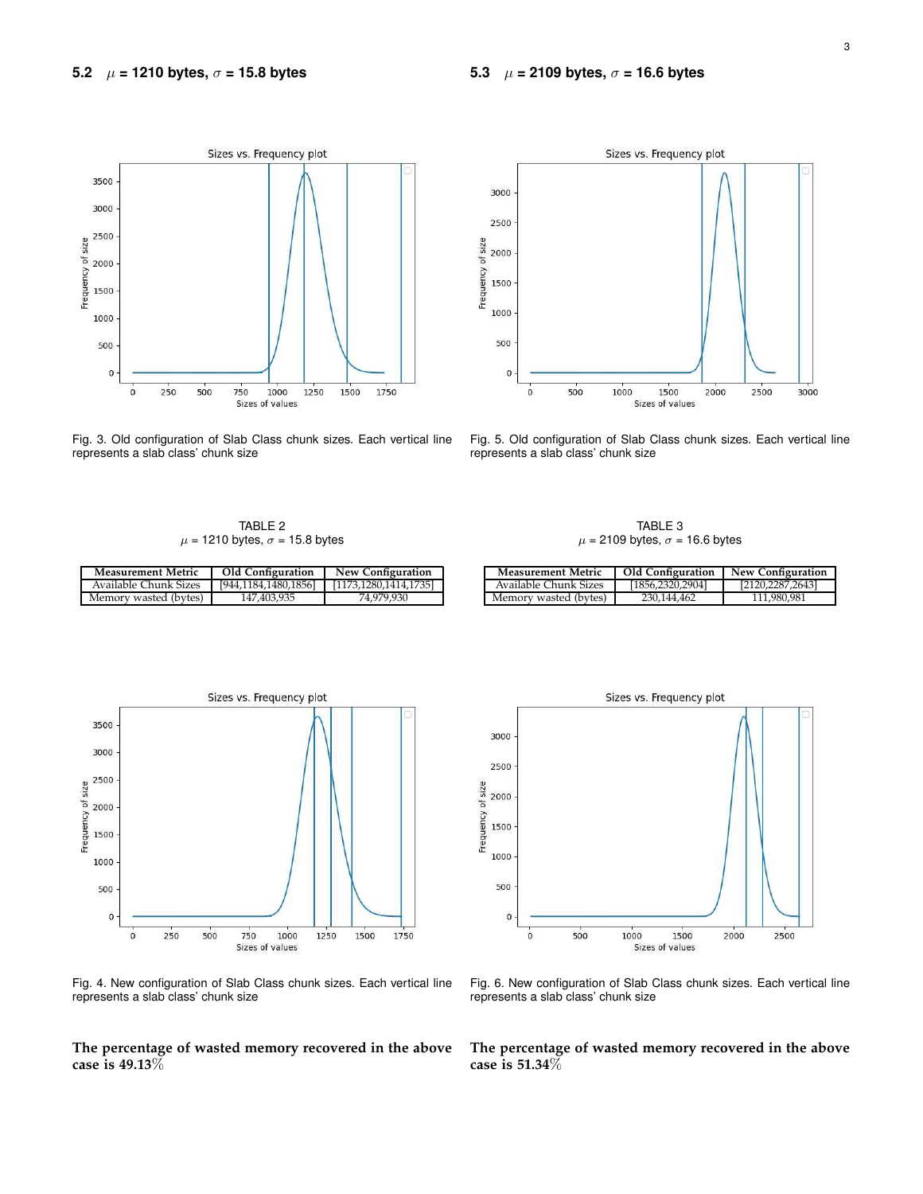### 5.2 $\mu$ = 1210 bytes, $\sigma$ = 15.8 bytes

Fig. 3. Old configuration of Slab Class chunk sizes. Each vertical line represents a slab class' chunk size

TABLE 2
$\mu$ = 1210 bytes, $\sigma$ = 15.8 bytes

| Measurement Metric | Old Configuration | New Configuration |
|---|---|---|
| Available Chunk Sizes | [944,1184,1480,1856] | [1173,1280,1414,1735] |
| Memory wasted (bytes) | 147,403,935 | 74,979,930 |

Fig. 4. New configuration of Slab Class chunk sizes. Each vertical line represents a slab class' chunk size

**The percentage of wasted memory recovered in the above case is 49.13%**

### 5.3 $\mu$ = 2109 bytes, $\sigma$ = 16.6 bytes

Fig. 5. Old configuration of Slab Class chunk sizes. Each vertical line represents a slab class' chunk size

TABLE 3
$\mu$ = 2109 bytes, $\sigma$ = 16.6 bytes

| Measurement Metric | Old Configuration | New Configuration |
|---|---|---|
| Available Chunk Sizes | [1856,2320,2904] | [2120,2287,2643] |
| Memory wasted (bytes) | 230,144,462 | 111,980,981 |

Fig. 6. New configuration of Slab Class chunk sizes. Each vertical line represents a slab class' chunk size

**The percentage of wasted memory recovered in the above case is 51.34%**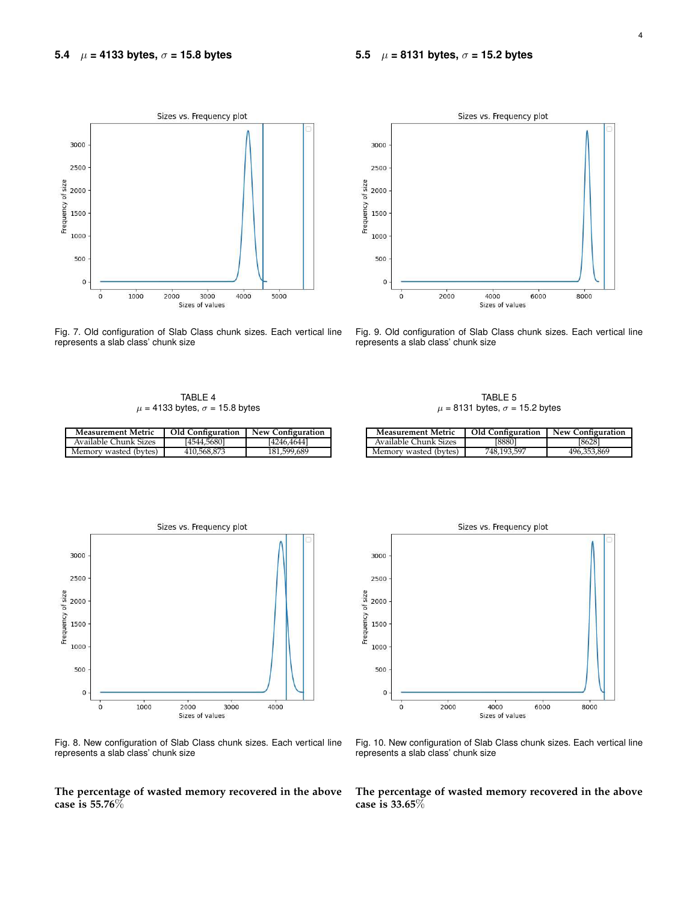### 5.4 $\mu$ = 4133 bytes, $\sigma$ = 15.8 bytes

Fig. 7. Old configuration of Slab Class chunk sizes. Each vertical line represents a slab class' chunk size

TABLE 4
$\mu$ = 4133 bytes, $\sigma$ = 15.8 bytes

| Measurement Metric | Old Configuration | New Configuration |
|---|---|---|
| Available Chunk Sizes | [4544,5680] | [4246,4644] |
| Memory wasted (bytes) | 410,568,873 | 181,599,689 |

Fig. 8. New configuration of Slab Class chunk sizes. Each vertical line represents a slab class' chunk size

**The percentage of wasted memory recovered in the above case is 55.76%**

### 5.5 $\mu$ = 8131 bytes, $\sigma$ = 15.2 bytes

Fig. 9. Old configuration of Slab Class chunk sizes. Each vertical line represents a slab class' chunk size

TABLE 5
$\mu$ = 8131 bytes, $\sigma$ = 15.2 bytes

| Measurement Metric | Old Configuration | New Configuration |
|---|---|---|
| Available Chunk Sizes | [8880] | [8628] |
| Memory wasted (bytes) | 748,193,597 | 496,353,869 |

Fig. 10. New configuration of Slab Class chunk sizes. Each vertical line represents a slab class' chunk size

**The percentage of wasted memory recovered in the above case is 33.65%**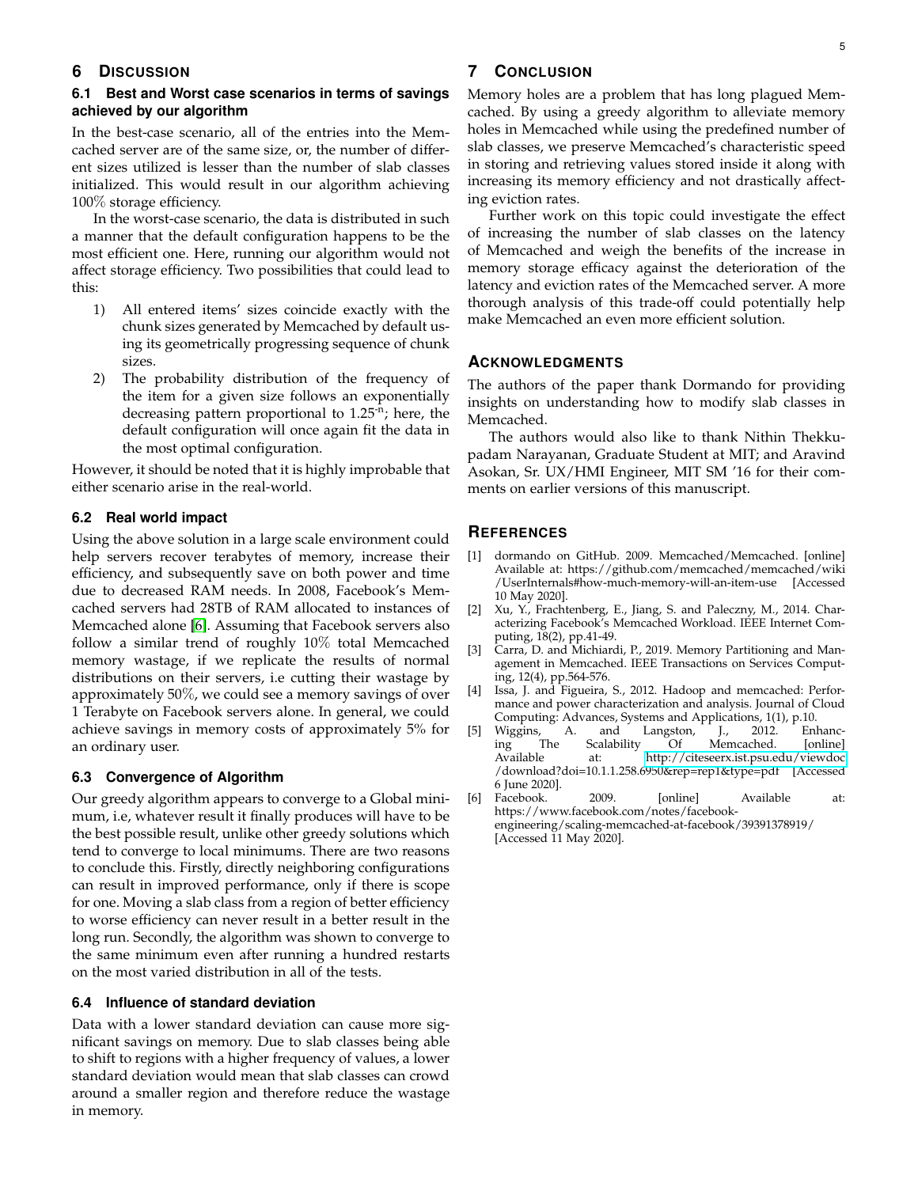## 6 Discussion

### 6.1 Best and Worst case scenarios in terms of savings achieved by our algorithm

In the best-case scenario, all of the entries into the Memcached server are of the same size, or, the number of different sizes utilized is lesser than the number of slab classes initialized. This would result in our algorithm achieving 100% storage efficiency.

In the worst-case scenario, the data is distributed in such a manner that the default configuration happens to be the most efficient one. Here, running our algorithm would not affect storage efficiency. Two possibilities that could lead to this:

1) All entered items' sizes coincide exactly with the chunk sizes generated by Memcached by default using its geometrically progressing sequence of chunk sizes.
2) The probability distribution of the frequency of the item for a given size follows an exponentially decreasing pattern proportional to $1.25^{-n}$; here, the default configuration will once again fit the data in the most optimal configuration.

However, it should be noted that it is highly improbable that either scenario arise in the real-world.

### 6.2 Real world impact

Using the above solution in a large scale environment could help servers recover terabytes of memory, increase their efficiency, and subsequently save on both power and time due to decreased RAM needs. In 2008, Facebook's Memcached servers had 28TB of RAM allocated to instances of Memcached alone [6]. Assuming that Facebook servers also follow a similar trend of roughly 10% total Memcached memory wastage, if we replicate the results of normal distributions on their servers, i.e cutting their wastage by approximately 50%, we could see a memory savings of over 1 Terabyte on Facebook servers alone. In general, we could achieve savings in memory costs of approximately 5% for an ordinary user.

### 6.3 Convergence of Algorithm

Our greedy algorithm appears to converge to a Global minimum, i.e, whatever result it finally produces will have to be the best possible result, unlike other greedy solutions which tend to converge to local minimums. There are two reasons to conclude this. Firstly, directly neighboring configurations can result in improved performance, only if there is scope for one. Moving a slab class from a region of better efficiency to worse efficiency can never result in a better result in the long run. Secondly, the algorithm was shown to converge to the same minimum even after running a hundred restarts on the most varied distribution in all of the tests.

### 6.4 Influence of standard deviation

Data with a lower standard deviation can cause more significant savings on memory. Due to slab classes being able to shift to regions with a higher frequency of values, a lower standard deviation would mean that slab classes can crowd around a smaller region and therefore reduce the wastage in memory.

## 7 Conclusion

Memory holes are a problem that has long plagued Memcached. By using a greedy algorithm to alleviate memory holes in Memcached while using the predefined number of slab classes, we preserve Memcached's characteristic speed in storing and retrieving values stored inside it along with increasing its memory efficiency and not drastically affecting eviction rates.

Further work on this topic could investigate the effect of increasing the number of slab classes on the latency of Memcached and weigh the benefits of the increase in memory storage efficacy against the deterioration of the latency and eviction rates of the Memcached server. A more thorough analysis of this trade-off could potentially help make Memcached an even more efficient solution.

## Acknowledgments

The authors of the paper thank Dormando for providing insights on understanding how to modify slab classes in Memcached.

The authors would also like to thank Nithin Thekkupadam Narayanan, Graduate Student at MIT; and Aravind Asokan, Sr. UX/HMI Engineer, MIT SM '16 for their comments on earlier versions of this manuscript.

## References

[1] dormando on GitHub. 2009. Memcached/Memcached. [online] Available at: https://github.com/memcached/memcached/wiki/UserInternals#how-much-memory-will-an-item-use [Accessed 10 May 2020].

[2] Xu, Y., Frachtenberg, E., Jiang, S. and Paleczny, M., 2014. Characterizing Facebook's Memcached Workload. IEEE Internet Computing, 18(2), pp.41-49.

[3] Carra, D. and Michiardi, P., 2019. Memory Partitioning and Management in Memcached. IEEE Transactions on Services Computing, 12(4), pp.564-576.

[4] Issa, J. and Figueira, S., 2012. Hadoop and memcached: Performance and power characterization and analysis. Journal of Cloud Computing: Advances, Systems and Applications, 1(1), p.10.

[5] Wiggins, A. and Langston, J., 2012. Enhancing The Scalability Of Memcached. [online] Available at: http://citeseerx.ist.psu.edu/viewdoc/download?doi=10.1.1.258.6950&rep=rep1&type=pdf [Accessed 6 June 2020].

[6] Facebook. 2009. [online] Available at: https://www.facebook.com/notes/facebook-engineering/scaling-memcached-at-facebook/39391378919/ [Accessed 11 May 2020].